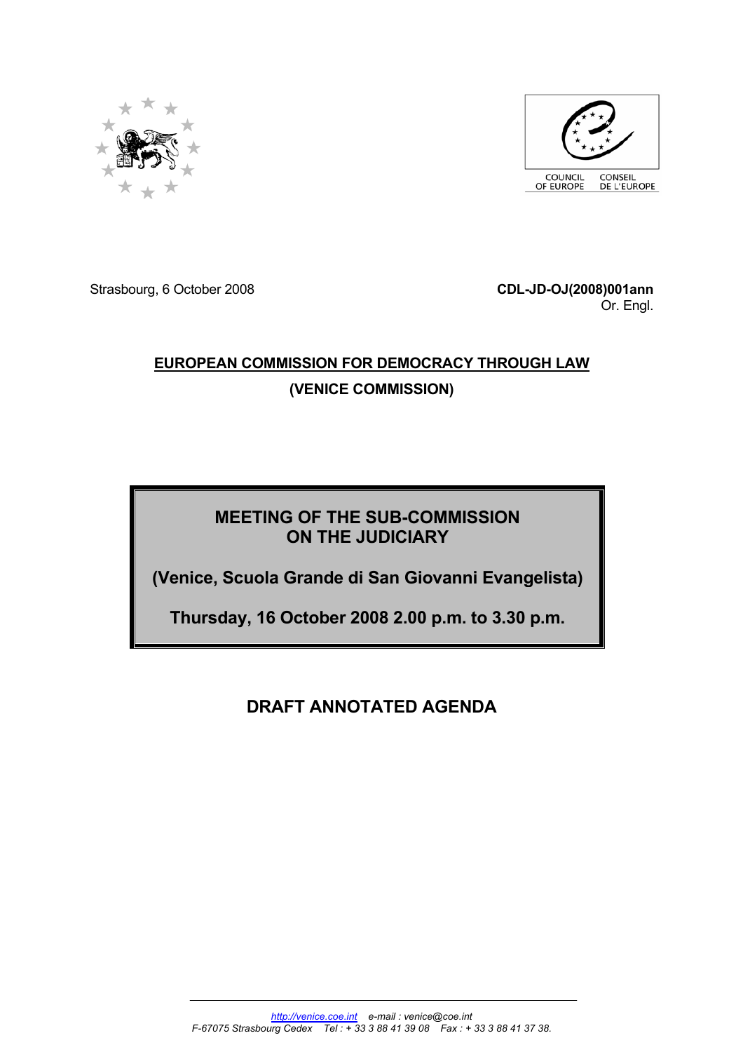COUNCIL OF EUROPE CONSEIL DE L'EUROPE

Strasbourg, 6 October 2008

**CDL-JD-OJ(2008)001ann**
Or. Engl.

**EUROPEAN COMMISSION FOR DEMOCRACY THROUGH LAW**

**(VENICE COMMISSION)**

**MEETING OF THE SUB-COMMISSION ON THE JUDICIARY**

**(Venice, Scuola Grande di San Giovanni Evangelista)**

**Thursday, 16 October 2008 2.00 p.m. to 3.30 p.m.**

# DRAFT ANNOTATED AGENDA

*http://venice.coe.int e-mail : venice@coe.int*
*F-67075 Strasbourg Cedex Tel : + 33 3 88 41 39 08 Fax : + 33 3 88 41 37 38.*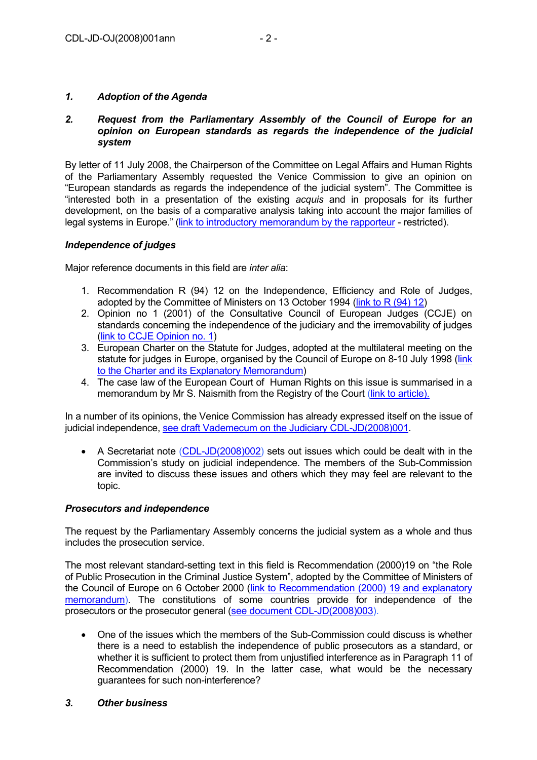## *1. Adoption of the Agenda*

## *2. Request from the Parliamentary Assembly of the Council of Europe for an opinion on European standards as regards the independence of the judicial system*

By letter of 11 July 2008, the Chairperson of the Committee on Legal Affairs and Human Rights of the Parliamentary Assembly requested the Venice Commission to give an opinion on "European standards as regards the independence of the judicial system". The Committee is "interested both in a presentation of the existing *acquis* and in proposals for its further development, on the basis of a comparative analysis taking into account the major families of legal systems in Europe." (link to introductory memorandum by the rapporteur - restricted).

### *Independence of judges*

Major reference documents in this field are *inter alia*:

1. Recommendation R (94) 12 on the Independence, Efficiency and Role of Judges, adopted by the Committee of Ministers on 13 October 1994 (link to R (94) 12)
2. Opinion no 1 (2001) of the Consultative Council of European Judges (CCJE) on standards concerning the independence of the judiciary and the irremovability of judges (link to CCJE Opinion no. 1)
3. European Charter on the Statute for Judges, adopted at the multilateral meeting on the statute for judges in Europe, organised by the Council of Europe on 8-10 July 1998 (link to the Charter and its Explanatory Memorandum)
4. The case law of the European Court of Human Rights on this issue is summarised in a memorandum by Mr S. Naismith from the Registry of the Court (link to article).

In a number of its opinions, the Venice Commission has already expressed itself on the issue of judicial independence, see draft Vademecum on the Judiciary CDL-JD(2008)001.

- A Secretariat note (CDL-JD(2008)002) sets out issues which could be dealt with in the Commission's study on judicial independence. The members of the Sub-Commission are invited to discuss these issues and others which they may feel are relevant to the topic.

### *Prosecutors and independence*

The request by the Parliamentary Assembly concerns the judicial system as a whole and thus includes the prosecution service.

The most relevant standard-setting text in this field is Recommendation (2000)19 on "the Role of Public Prosecution in the Criminal Justice System", adopted by the Committee of Ministers of the Council of Europe on 6 October 2000 (link to Recommendation (2000) 19 and explanatory memorandum). The constitutions of some countries provide for independence of the prosecutors or the prosecutor general (see document CDL-JD(2008)003).

- One of the issues which the members of the Sub-Commission could discuss is whether there is a need to establish the independence of public prosecutors as a standard, or whether it is sufficient to protect them from unjustified interference as in Paragraph 11 of Recommendation (2000) 19. In the latter case, what would be the necessary guarantees for such non-interference?

## *3. Other business*